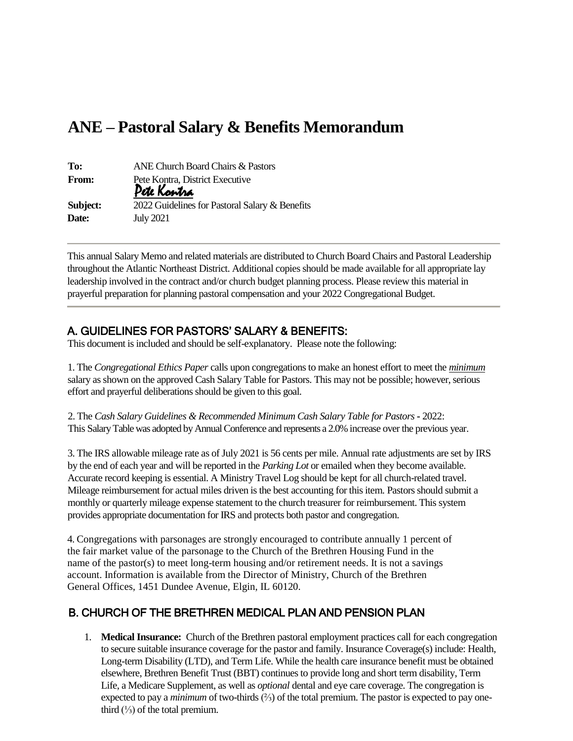# ANE – Pastoral Salary & Benefits Memorandum

| | |
|---|---|
| **To:** | ANE Church Board Chairs & Pastors |
| **From:** | Pete Kontra, District Executive<br>*Pete Kontra* |
| **Subject:** | 2022 Guidelines for Pastoral Salary & Benefits |
| **Date:** | July 2021 |

---

This annual Salary Memo and related materials are distributed to Church Board Chairs and Pastoral Leadership throughout the Atlantic Northeast District. Additional copies should be made available for all appropriate lay leadership involved in the contract and/or church budget planning process. Please review this material in prayerful preparation for planning pastoral compensation and your 2022 Congregational Budget.

---

## A. GUIDELINES FOR PASTORS' SALARY & BENEFITS:

This document is included and should be self-explanatory. Please note the following:

1. The *Congregational Ethics Paper* calls upon congregations to make an honest effort to meet the ***minimum*** salary as shown on the approved Cash Salary Table for Pastors. This may not be possible; however, serious effort and prayerful deliberations should be given to this goal.

2. The *Cash Salary Guidelines & Recommended Minimum Cash Salary Table for Pastors* - 2022: This Salary Table was adopted by Annual Conference and represents a 2.0% increase over the previous year.

3. The IRS allowable mileage rate as of July 2021 is 56 cents per mile. Annual rate adjustments are set by IRS by the end of each year and will be reported in the *Parking Lot* or emailed when they become available. Accurate record keeping is essential. A Ministry Travel Log should be kept for all church-related travel. Mileage reimbursement for actual miles driven is the best accounting for this item. Pastors should submit a monthly or quarterly mileage expense statement to the church treasurer for reimbursement. This system provides appropriate documentation for IRS and protects both pastor and congregation.

4. Congregations with parsonages are strongly encouraged to contribute annually 1 percent of the fair market value of the parsonage to the Church of the Brethren Housing Fund in the name of the pastor(s) to meet long-term housing and/or retirement needs. It is not a savings account. Information is available from the Director of Ministry, Church of the Brethren General Offices, 1451 Dundee Avenue, Elgin, IL 60120.

## B. CHURCH OF THE BRETHREN MEDICAL PLAN AND PENSION PLAN

1. **Medical Insurance:** Church of the Brethren pastoral employment practices call for each congregation to secure suitable insurance coverage for the pastor and family. Insurance Coverage(s) include: Health, Long-term Disability (LTD), and Term Life. While the health care insurance benefit must be obtained elsewhere, Brethren Benefit Trust (BBT) continues to provide long and short term disability, Term Life, a Medicare Supplement, as well as *optional* dental and eye care coverage. The congregation is expected to pay a *minimum* of two-thirds (⅔) of the total premium. The pastor is expected to pay one-third (⅓) of the total premium.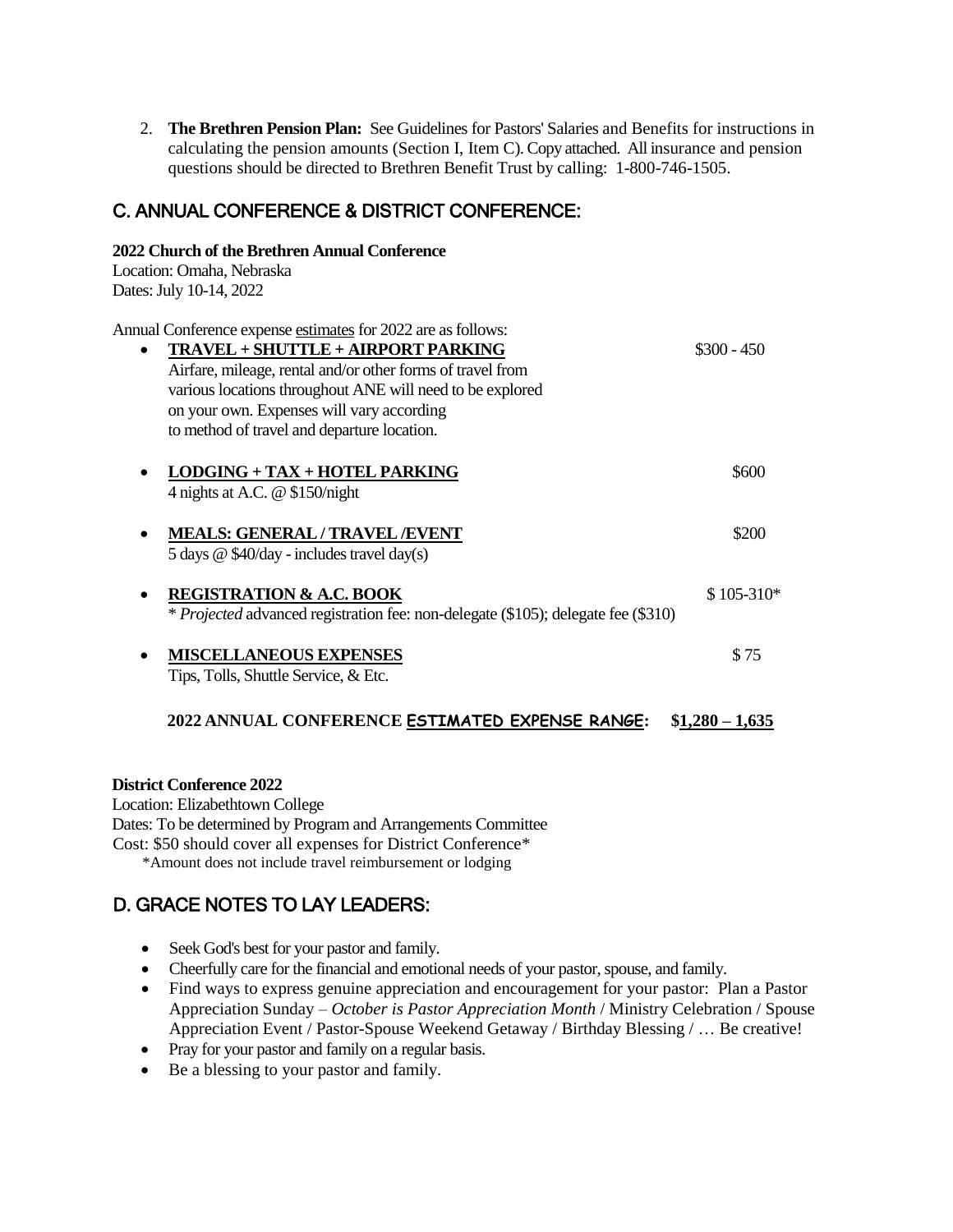2. **The Brethren Pension Plan:** See Guidelines for Pastors' Salaries and Benefits for instructions in calculating the pension amounts (Section I, Item C). Copy attached. All insurance and pension questions should be directed to Brethren Benefit Trust by calling: 1-800-746-1505.

## C. ANNUAL CONFERENCE & DISTRICT CONFERENCE:

**2022 Church of the Brethren Annual Conference**
Location: Omaha, Nebraska
Dates: July 10-14, 2022

Annual Conference expense estimates for 2022 are as follows:

- **TRAVEL + SHUTTLE + AIRPORT PARKING** — $300 - 450
  Airfare, mileage, rental and/or other forms of travel from various locations throughout ANE will need to be explored on your own. Expenses will vary according to method of travel and departure location.

- **LODGING + TAX + HOTEL PARKING** — $600
  4 nights at A.C. @ $150/night

- **MEALS: GENERAL / TRAVEL /EVENT** — $200
  5 days @ $40/day - includes travel day(s)

- **REGISTRATION & A.C. BOOK** — $ 105-310*
  * *Projected* advanced registration fee: non-delegate ($105); delegate fee ($310)

- **MISCELLANEOUS EXPENSES** — $ 75
  Tips, Tolls, Shuttle Service, & Etc.

**2022 ANNUAL CONFERENCE ESTIMATED EXPENSE RANGE: $1,280 – 1,635**

**District Conference 2022**
Location: Elizabethtown College
Dates: To be determined by Program and Arrangements Committee
Cost: $50 should cover all expenses for District Conference*
*Amount does not include travel reimbursement or lodging

## D. GRACE NOTES TO LAY LEADERS:

- Seek God's best for your pastor and family.
- Cheerfully care for the financial and emotional needs of your pastor, spouse, and family.
- Find ways to express genuine appreciation and encouragement for your pastor: Plan a Pastor Appreciation Sunday – *October is Pastor Appreciation Month* / Ministry Celebration / Spouse Appreciation Event / Pastor-Spouse Weekend Getaway / Birthday Blessing / … Be creative!
- Pray for your pastor and family on a regular basis.
- Be a blessing to your pastor and family.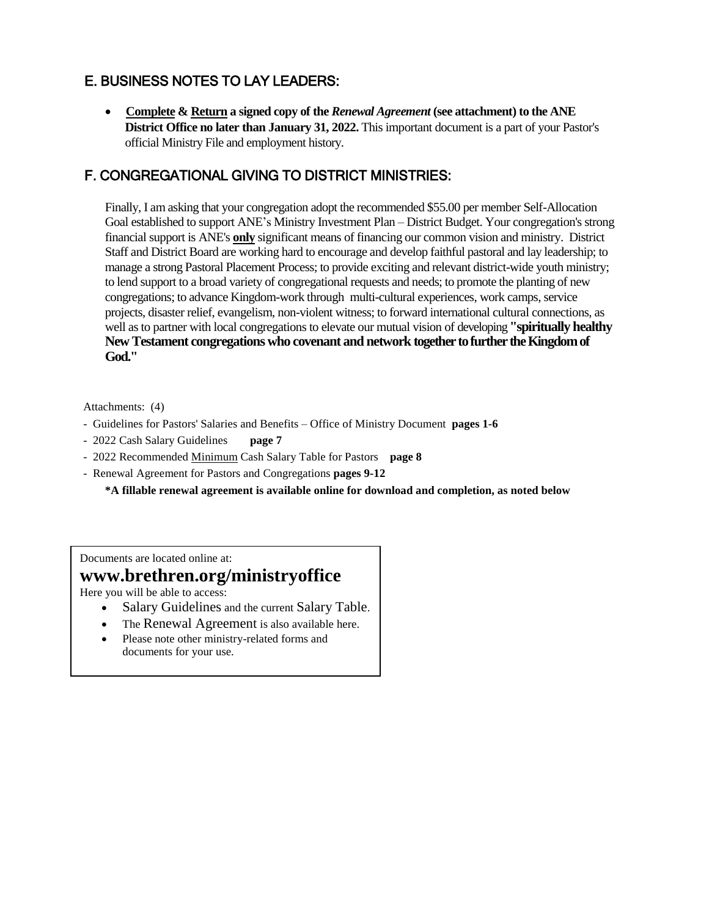## E. BUSINESS NOTES TO LAY LEADERS:

- **Complete & Return a signed copy of the *Renewal Agreement* (see attachment) to the ANE District Office no later than January 31, 2022.** This important document is a part of your Pastor's official Ministry File and employment history.

## F. CONGREGATIONAL GIVING TO DISTRICT MINISTRIES:

Finally, I am asking that your congregation adopt the recommended $55.00 per member Self-Allocation Goal established to support ANE's Ministry Investment Plan – District Budget. Your congregation's strong financial support is ANE's **only** significant means of financing our common vision and ministry. District Staff and District Board are working hard to encourage and develop faithful pastoral and lay leadership; to manage a strong Pastoral Placement Process; to provide exciting and relevant district-wide youth ministry; to lend support to a broad variety of congregational requests and needs; to promote the planting of new congregations; to advance Kingdom-work through multi-cultural experiences, work camps, service projects, disaster relief, evangelism, non-violent witness; to forward international cultural connections, as well as to partner with local congregations to elevate our mutual vision of developing **"spiritually healthy New Testament congregations who covenant and network together to further the Kingdom of God."**

Attachments: (4)

- Guidelines for Pastors' Salaries and Benefits – Office of Ministry Document **pages 1-6**
- 2022 Cash Salary Guidelines **page 7**
- 2022 Recommended Minimum Cash Salary Table for Pastors **page 8**
- Renewal Agreement for Pastors and Congregations **pages 9-12**

**\*A fillable renewal agreement is available online for download and completion, as noted below**

Documents are located online at:

**www.brethren.org/ministryoffice**

Here you will be able to access:

- Salary Guidelines and the current Salary Table.
- The Renewal Agreement is also available here.
- Please note other ministry-related forms and documents for your use.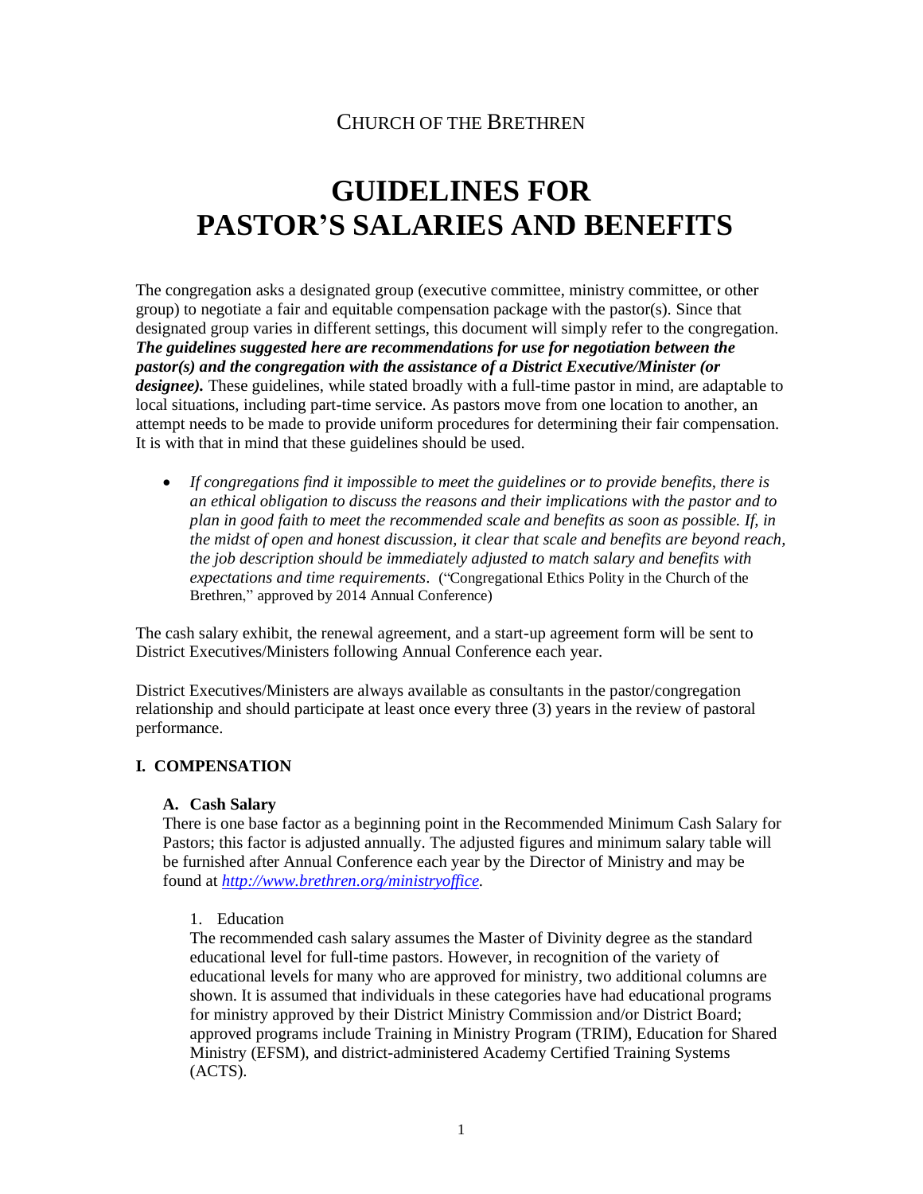CHURCH OF THE BRETHREN

# GUIDELINES FOR PASTOR'S SALARIES AND BENEFITS

The congregation asks a designated group (executive committee, ministry committee, or other group) to negotiate a fair and equitable compensation package with the pastor(s). Since that designated group varies in different settings, this document will simply refer to the congregation. ***The guidelines suggested here are recommendations for use for negotiation between the pastor(s) and the congregation with the assistance of a District Executive/Minister (or designee).*** These guidelines, while stated broadly with a full-time pastor in mind, are adaptable to local situations, including part-time service. As pastors move from one location to another, an attempt needs to be made to provide uniform procedures for determining their fair compensation. It is with that in mind that these guidelines should be used.

- *If congregations find it impossible to meet the guidelines or to provide benefits, there is an ethical obligation to discuss the reasons and their implications with the pastor and to plan in good faith to meet the recommended scale and benefits as soon as possible. If, in the midst of open and honest discussion, it clear that scale and benefits are beyond reach, the job description should be immediately adjusted to match salary and benefits with expectations and time requirements*. ("Congregational Ethics Polity in the Church of the Brethren," approved by 2014 Annual Conference)

The cash salary exhibit, the renewal agreement, and a start-up agreement form will be sent to District Executives/Ministers following Annual Conference each year.

District Executives/Ministers are always available as consultants in the pastor/congregation relationship and should participate at least once every three (3) years in the review of pastoral performance.

## I. COMPENSATION

### A. Cash Salary

There is one base factor as a beginning point in the Recommended Minimum Cash Salary for Pastors; this factor is adjusted annually. The adjusted figures and minimum salary table will be furnished after Annual Conference each year by the Director of Ministry and may be found at *http://www.brethren.org/ministryoffice*.

1. Education

The recommended cash salary assumes the Master of Divinity degree as the standard educational level for full-time pastors. However, in recognition of the variety of educational levels for many who are approved for ministry, two additional columns are shown. It is assumed that individuals in these categories have had educational programs for ministry approved by their District Ministry Commission and/or District Board; approved programs include Training in Ministry Program (TRIM), Education for Shared Ministry (EFSM), and district-administered Academy Certified Training Systems (ACTS).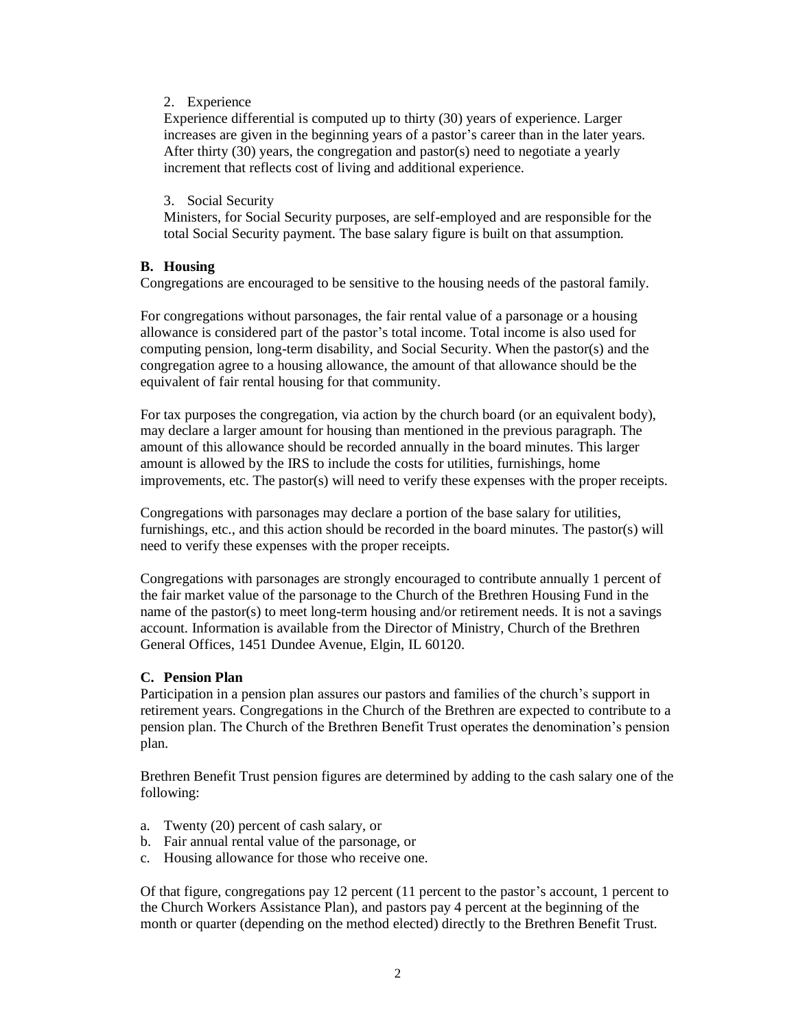2. Experience

   Experience differential is computed up to thirty (30) years of experience. Larger increases are given in the beginning years of a pastor's career than in the later years. After thirty (30) years, the congregation and pastor(s) need to negotiate a yearly increment that reflects cost of living and additional experience.

3. Social Security

   Ministers, for Social Security purposes, are self-employed and are responsible for the total Social Security payment. The base salary figure is built on that assumption.

### B. Housing

Congregations are encouraged to be sensitive to the housing needs of the pastoral family.

For congregations without parsonages, the fair rental value of a parsonage or a housing allowance is considered part of the pastor's total income. Total income is also used for computing pension, long-term disability, and Social Security. When the pastor(s) and the congregation agree to a housing allowance, the amount of that allowance should be the equivalent of fair rental housing for that community.

For tax purposes the congregation, via action by the church board (or an equivalent body), may declare a larger amount for housing than mentioned in the previous paragraph. The amount of this allowance should be recorded annually in the board minutes. This larger amount is allowed by the IRS to include the costs for utilities, furnishings, home improvements, etc. The pastor(s) will need to verify these expenses with the proper receipts.

Congregations with parsonages may declare a portion of the base salary for utilities, furnishings, etc., and this action should be recorded in the board minutes. The pastor(s) will need to verify these expenses with the proper receipts.

Congregations with parsonages are strongly encouraged to contribute annually 1 percent of the fair market value of the parsonage to the Church of the Brethren Housing Fund in the name of the pastor(s) to meet long-term housing and/or retirement needs. It is not a savings account. Information is available from the Director of Ministry, Church of the Brethren General Offices, 1451 Dundee Avenue, Elgin, IL 60120.

### C. Pension Plan

Participation in a pension plan assures our pastors and families of the church's support in retirement years. Congregations in the Church of the Brethren are expected to contribute to a pension plan. The Church of the Brethren Benefit Trust operates the denomination's pension plan.

Brethren Benefit Trust pension figures are determined by adding to the cash salary one of the following:

a. Twenty (20) percent of cash salary, or
b. Fair annual rental value of the parsonage, or
c. Housing allowance for those who receive one.

Of that figure, congregations pay 12 percent (11 percent to the pastor's account, 1 percent to the Church Workers Assistance Plan), and pastors pay 4 percent at the beginning of the month or quarter (depending on the method elected) directly to the Brethren Benefit Trust.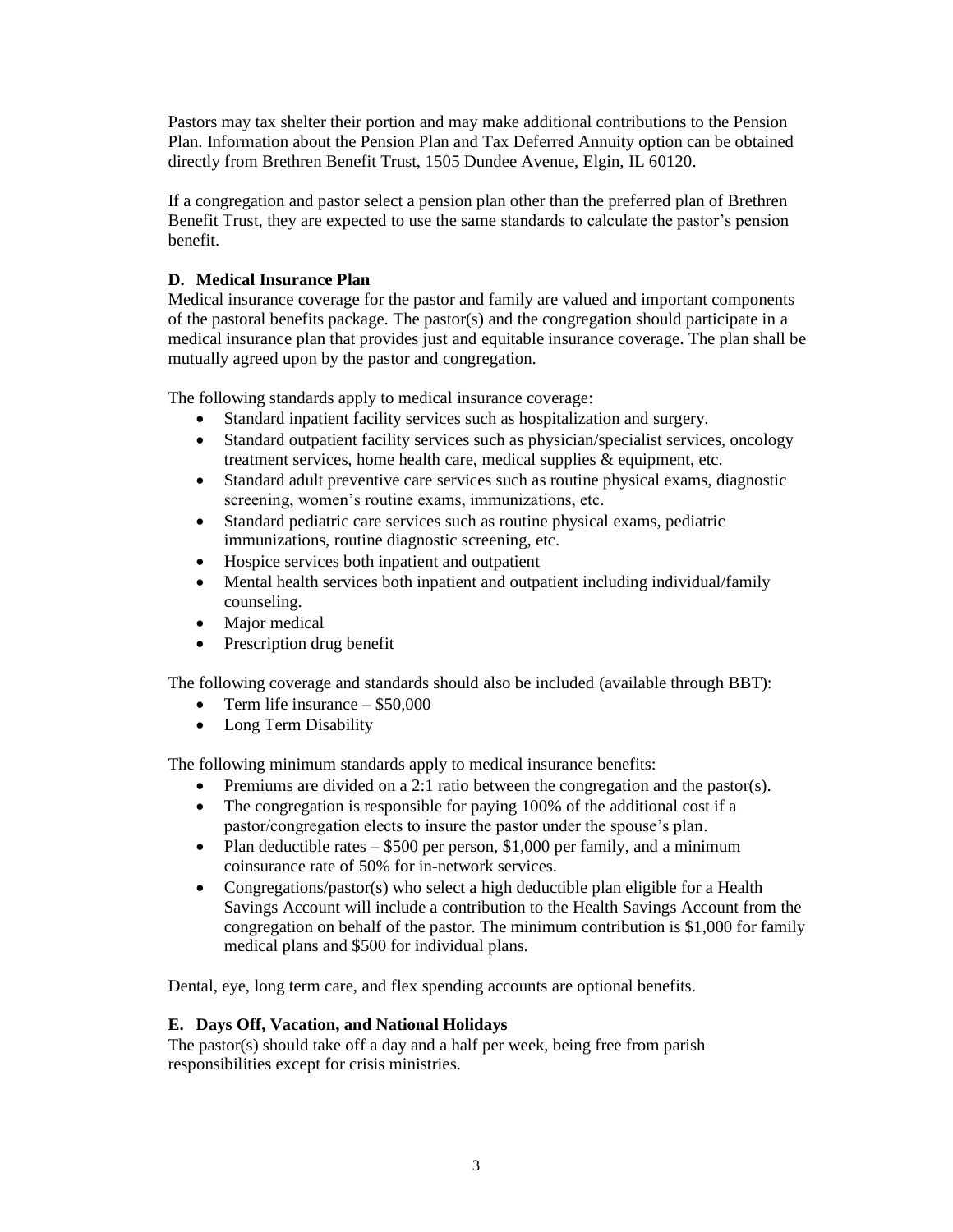Pastors may tax shelter their portion and may make additional contributions to the Pension Plan. Information about the Pension Plan and Tax Deferred Annuity option can be obtained directly from Brethren Benefit Trust, 1505 Dundee Avenue, Elgin, IL 60120.

If a congregation and pastor select a pension plan other than the preferred plan of Brethren Benefit Trust, they are expected to use the same standards to calculate the pastor's pension benefit.

### D. Medical Insurance Plan

Medical insurance coverage for the pastor and family are valued and important components of the pastoral benefits package. The pastor(s) and the congregation should participate in a medical insurance plan that provides just and equitable insurance coverage. The plan shall be mutually agreed upon by the pastor and congregation.

The following standards apply to medical insurance coverage:

- Standard inpatient facility services such as hospitalization and surgery.
- Standard outpatient facility services such as physician/specialist services, oncology treatment services, home health care, medical supplies & equipment, etc.
- Standard adult preventive care services such as routine physical exams, diagnostic screening, women's routine exams, immunizations, etc.
- Standard pediatric care services such as routine physical exams, pediatric immunizations, routine diagnostic screening, etc.
- Hospice services both inpatient and outpatient
- Mental health services both inpatient and outpatient including individual/family counseling.
- Major medical
- Prescription drug benefit

The following coverage and standards should also be included (available through BBT):

- Term life insurance – $50,000
- Long Term Disability

The following minimum standards apply to medical insurance benefits:

- Premiums are divided on a 2:1 ratio between the congregation and the pastor(s).
- The congregation is responsible for paying 100% of the additional cost if a pastor/congregation elects to insure the pastor under the spouse's plan.
- Plan deductible rates – $500 per person, $1,000 per family, and a minimum coinsurance rate of 50% for in-network services.
- Congregations/pastor(s) who select a high deductible plan eligible for a Health Savings Account will include a contribution to the Health Savings Account from the congregation on behalf of the pastor. The minimum contribution is $1,000 for family medical plans and $500 for individual plans.

Dental, eye, long term care, and flex spending accounts are optional benefits.

### E. Days Off, Vacation, and National Holidays

The pastor(s) should take off a day and a half per week, being free from parish responsibilities except for crisis ministries.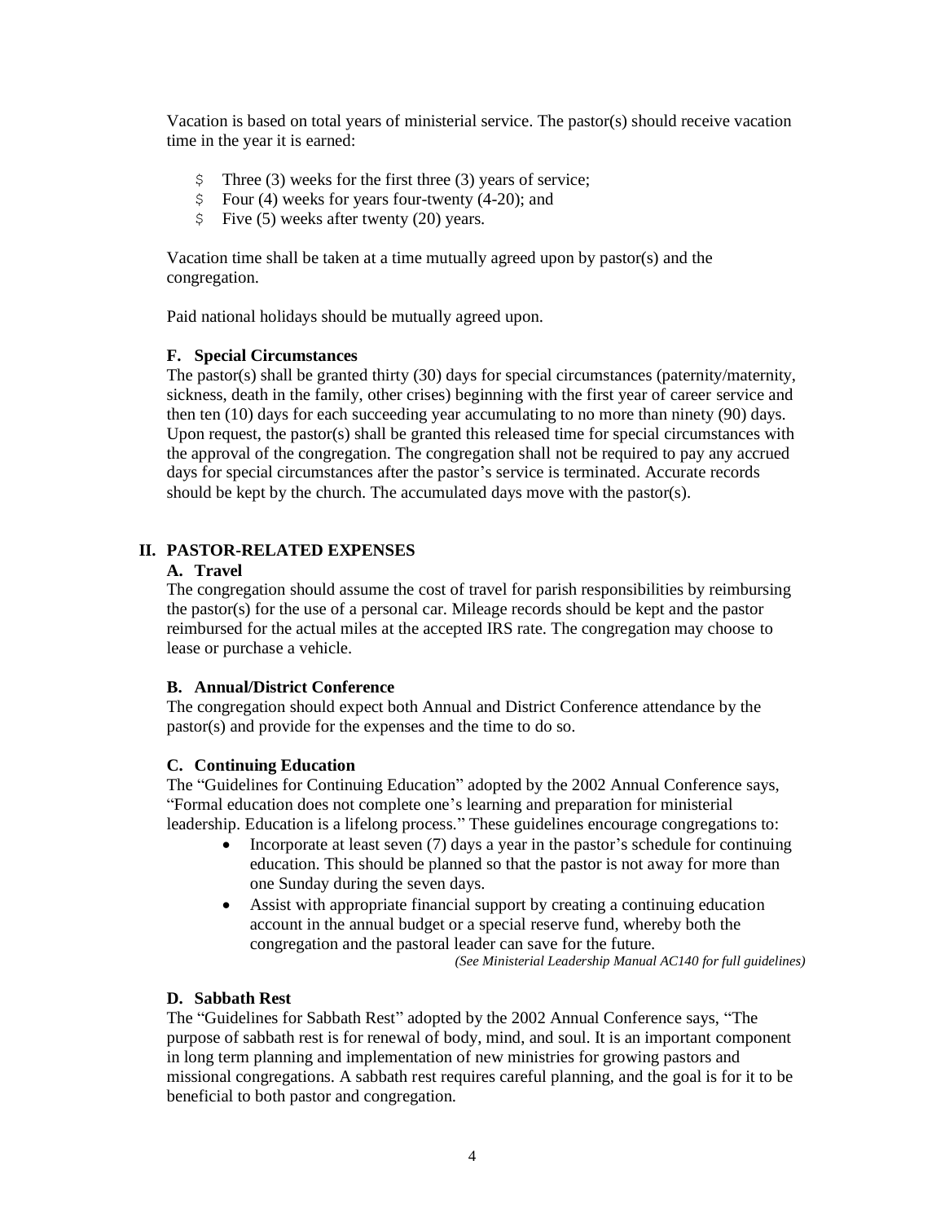Vacation is based on total years of ministerial service. The pastor(s) should receive vacation time in the year it is earned:

- Three (3) weeks for the first three (3) years of service;
- Four (4) weeks for years four-twenty (4-20); and
- Five (5) weeks after twenty (20) years.

Vacation time shall be taken at a time mutually agreed upon by pastor(s) and the congregation.

Paid national holidays should be mutually agreed upon.

#### F. Special Circumstances

The pastor(s) shall be granted thirty (30) days for special circumstances (paternity/maternity, sickness, death in the family, other crises) beginning with the first year of career service and then ten (10) days for each succeeding year accumulating to no more than ninety (90) days. Upon request, the pastor(s) shall be granted this released time for special circumstances with the approval of the congregation. The congregation shall not be required to pay any accrued days for special circumstances after the pastor's service is terminated. Accurate records should be kept by the church. The accumulated days move with the pastor(s).

## II. PASTOR-RELATED EXPENSES

#### A. Travel

The congregation should assume the cost of travel for parish responsibilities by reimbursing the pastor(s) for the use of a personal car. Mileage records should be kept and the pastor reimbursed for the actual miles at the accepted IRS rate. The congregation may choose to lease or purchase a vehicle.

#### B. Annual/District Conference

The congregation should expect both Annual and District Conference attendance by the pastor(s) and provide for the expenses and the time to do so.

#### C. Continuing Education

The "Guidelines for Continuing Education" adopted by the 2002 Annual Conference says, "Formal education does not complete one's learning and preparation for ministerial leadership. Education is a lifelong process." These guidelines encourage congregations to:

- Incorporate at least seven (7) days a year in the pastor's schedule for continuing education. This should be planned so that the pastor is not away for more than one Sunday during the seven days.
- Assist with appropriate financial support by creating a continuing education account in the annual budget or a special reserve fund, whereby both the congregation and the pastoral leader can save for the future.

*(See Ministerial Leadership Manual AC140 for full guidelines)*

#### D. Sabbath Rest

The "Guidelines for Sabbath Rest" adopted by the 2002 Annual Conference says, "The purpose of sabbath rest is for renewal of body, mind, and soul. It is an important component in long term planning and implementation of new ministries for growing pastors and missional congregations. A sabbath rest requires careful planning, and the goal is for it to be beneficial to both pastor and congregation.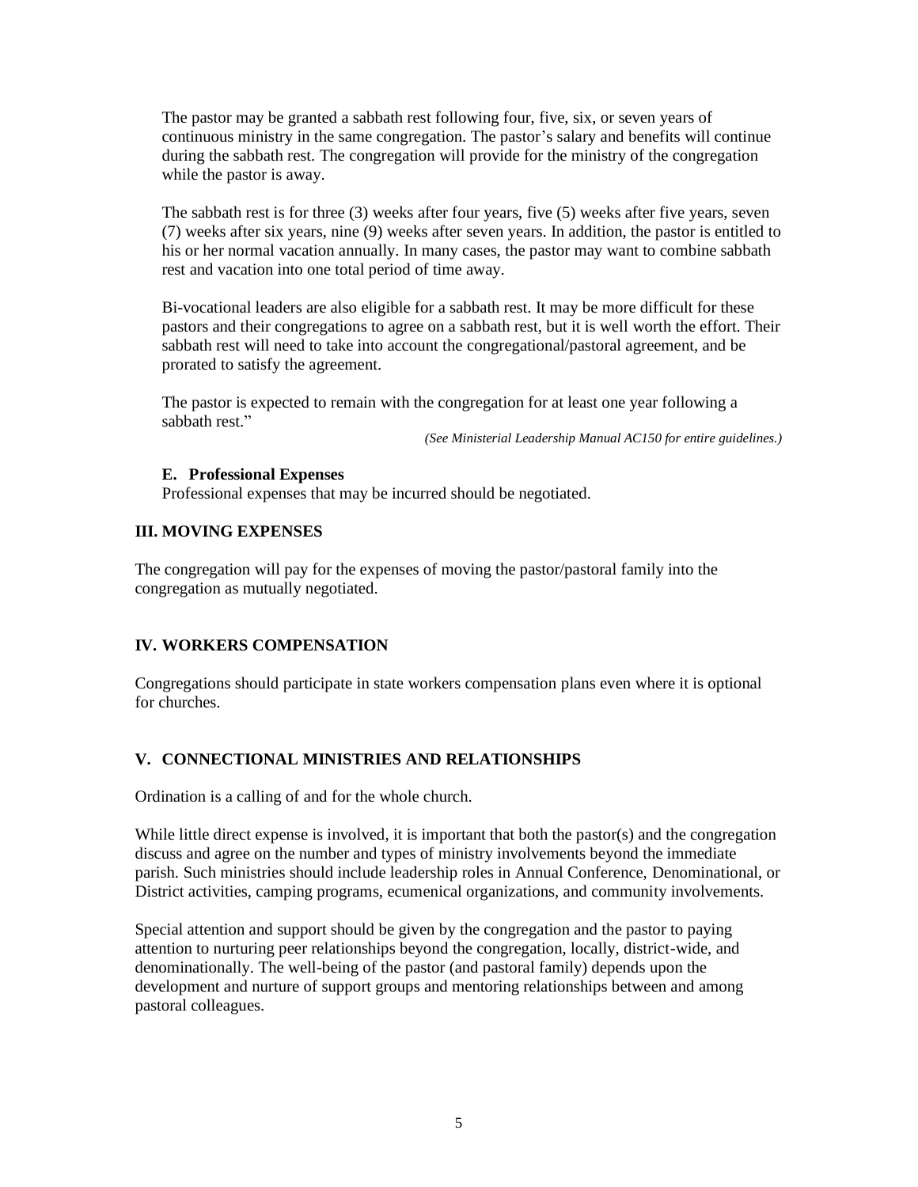The pastor may be granted a sabbath rest following four, five, six, or seven years of continuous ministry in the same congregation. The pastor's salary and benefits will continue during the sabbath rest. The congregation will provide for the ministry of the congregation while the pastor is away.

The sabbath rest is for three (3) weeks after four years, five (5) weeks after five years, seven (7) weeks after six years, nine (9) weeks after seven years. In addition, the pastor is entitled to his or her normal vacation annually. In many cases, the pastor may want to combine sabbath rest and vacation into one total period of time away.

Bi-vocational leaders are also eligible for a sabbath rest. It may be more difficult for these pastors and their congregations to agree on a sabbath rest, but it is well worth the effort. Their sabbath rest will need to take into account the congregational/pastoral agreement, and be prorated to satisfy the agreement.

The pastor is expected to remain with the congregation for at least one year following a sabbath rest."

*(See Ministerial Leadership Manual AC150 for entire guidelines.)*

### E. Professional Expenses

Professional expenses that may be incurred should be negotiated.

## III. MOVING EXPENSES

The congregation will pay for the expenses of moving the pastor/pastoral family into the congregation as mutually negotiated.

## IV. WORKERS COMPENSATION

Congregations should participate in state workers compensation plans even where it is optional for churches.

## V. CONNECTIONAL MINISTRIES AND RELATIONSHIPS

Ordination is a calling of and for the whole church.

While little direct expense is involved, it is important that both the pastor(s) and the congregation discuss and agree on the number and types of ministry involvements beyond the immediate parish. Such ministries should include leadership roles in Annual Conference, Denominational, or District activities, camping programs, ecumenical organizations, and community involvements.

Special attention and support should be given by the congregation and the pastor to paying attention to nurturing peer relationships beyond the congregation, locally, district-wide, and denominationally. The well-being of the pastor (and pastoral family) depends upon the development and nurture of support groups and mentoring relationships between and among pastoral colleagues.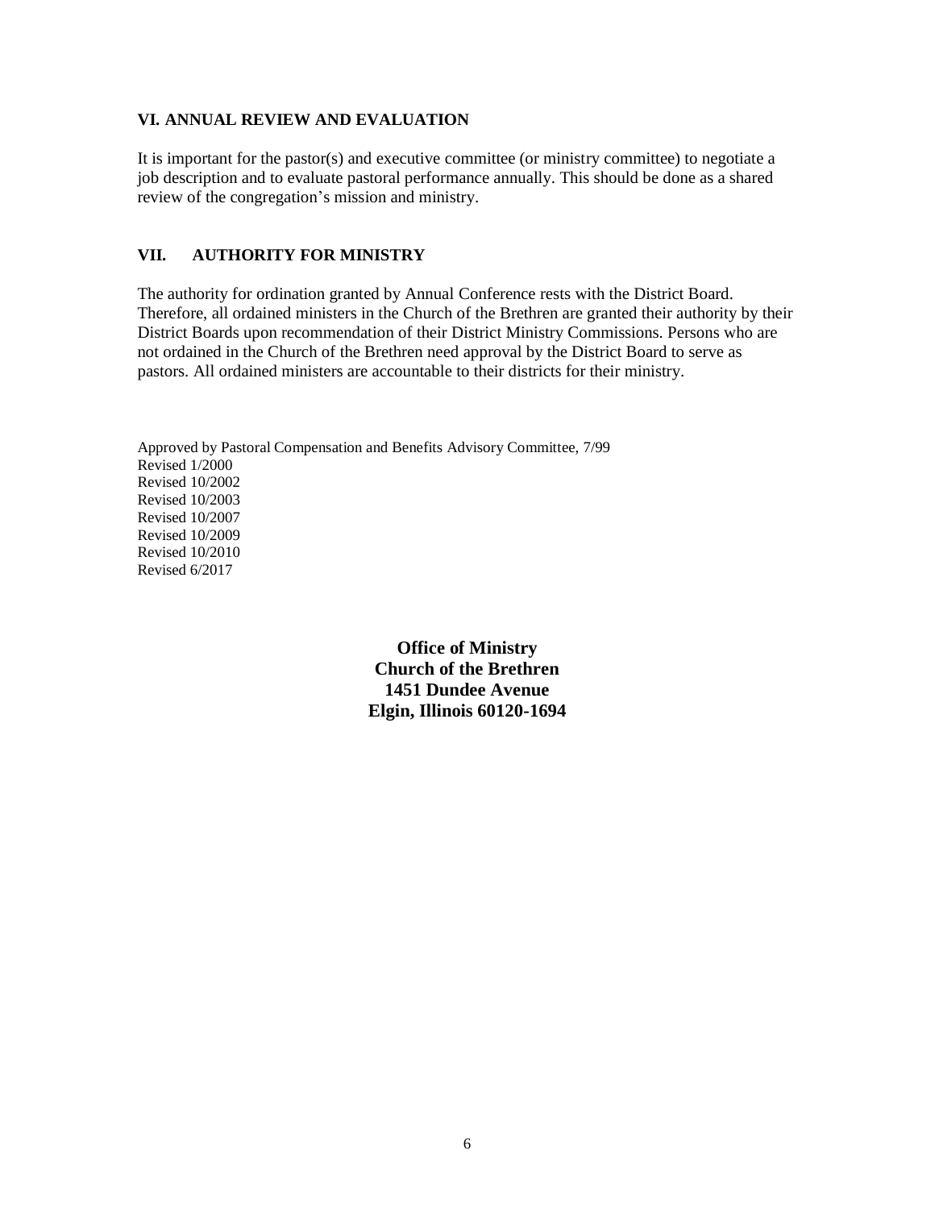## VI. ANNUAL REVIEW AND EVALUATION

It is important for the pastor(s) and executive committee (or ministry committee) to negotiate a job description and to evaluate pastoral performance annually. This should be done as a shared review of the congregation's mission and ministry.

## VII. AUTHORITY FOR MINISTRY

The authority for ordination granted by Annual Conference rests with the District Board. Therefore, all ordained ministers in the Church of the Brethren are granted their authority by their District Boards upon recommendation of their District Ministry Commissions. Persons who are not ordained in the Church of the Brethren need approval by the District Board to serve as pastors. All ordained ministers are accountable to their districts for their ministry.

Approved by Pastoral Compensation and Benefits Advisory Committee, 7/99
Revised 1/2000
Revised 10/2002
Revised 10/2003
Revised 10/2007
Revised 10/2009
Revised 10/2010
Revised 6/2017

**Office of Ministry**
**Church of the Brethren**
**1451 Dundee Avenue**
**Elgin, Illinois 60120-1694**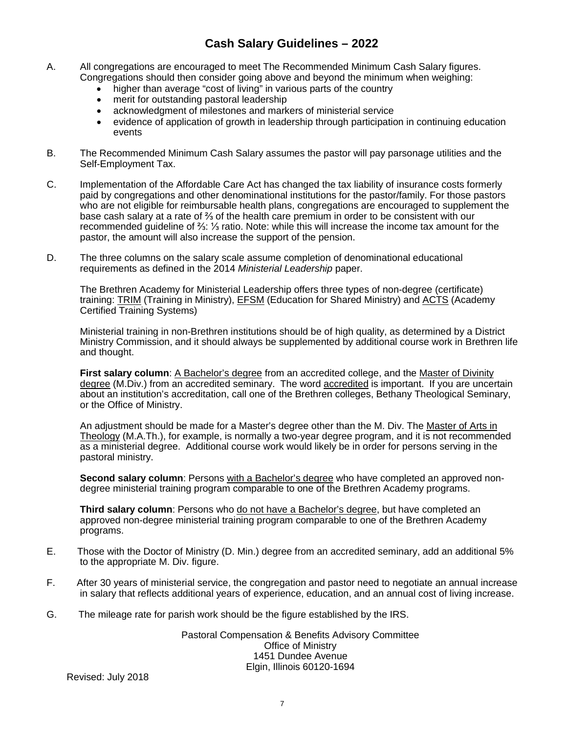# Cash Salary Guidelines – 2022

A. All congregations are encouraged to meet The Recommended Minimum Cash Salary figures. Congregations should then consider going above and beyond the minimum when weighing:

- higher than average "cost of living" in various parts of the country
- merit for outstanding pastoral leadership
- acknowledgment of milestones and markers of ministerial service
- evidence of application of growth in leadership through participation in continuing education events

B. The Recommended Minimum Cash Salary assumes the pastor will pay parsonage utilities and the Self-Employment Tax.

C. Implementation of the Affordable Care Act has changed the tax liability of insurance costs formerly paid by congregations and other denominational institutions for the pastor/family. For those pastors who are not eligible for reimbursable health plans, congregations are encouraged to supplement the base cash salary at a rate of ⅔ of the health care premium in order to be consistent with our recommended guideline of ⅔: ⅓ ratio. Note: while this will increase the income tax amount for the pastor, the amount will also increase the support of the pension.

D. The three columns on the salary scale assume completion of denominational educational requirements as defined in the 2014 *Ministerial Leadership* paper.

The Brethren Academy for Ministerial Leadership offers three types of non-degree (certificate) training: TRIM (Training in Ministry), EFSM (Education for Shared Ministry) and ACTS (Academy Certified Training Systems)

Ministerial training in non-Brethren institutions should be of high quality, as determined by a District Ministry Commission, and it should always be supplemented by additional course work in Brethren life and thought.

**First salary column**: A Bachelor's degree from an accredited college, and the Master of Divinity degree (M.Div.) from an accredited seminary. The word accredited is important. If you are uncertain about an institution's accreditation, call one of the Brethren colleges, Bethany Theological Seminary, or the Office of Ministry.

An adjustment should be made for a Master's degree other than the M. Div. The Master of Arts in Theology (M.A.Th.), for example, is normally a two-year degree program, and it is not recommended as a ministerial degree. Additional course work would likely be in order for persons serving in the pastoral ministry.

**Second salary column**: Persons with a Bachelor's degree who have completed an approved non-degree ministerial training program comparable to one of the Brethren Academy programs.

**Third salary column**: Persons who do not have a Bachelor's degree, but have completed an approved non-degree ministerial training program comparable to one of the Brethren Academy programs.

E. Those with the Doctor of Ministry (D. Min.) degree from an accredited seminary, add an additional 5% to the appropriate M. Div. figure.

F. After 30 years of ministerial service, the congregation and pastor need to negotiate an annual increase in salary that reflects additional years of experience, education, and an annual cost of living increase.

G. The mileage rate for parish work should be the figure established by the IRS.

Pastoral Compensation & Benefits Advisory Committee
Office of Ministry
1451 Dundee Avenue
Elgin, Illinois 60120-1694

Revised: July 2018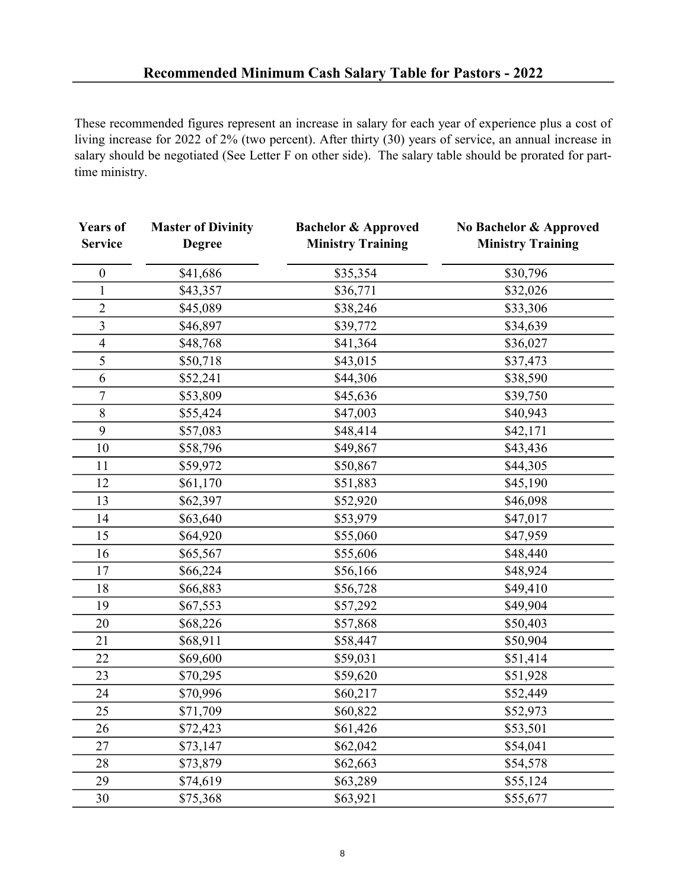## Recommended Minimum Cash Salary Table for Pastors - 2022

These recommended figures represent an increase in salary for each year of experience plus a cost of living increase for 2022 of 2% (two percent). After thirty (30) years of service, an annual increase in salary should be negotiated (See Letter F on other side). The salary table should be prorated for part-time ministry.

| Years of Service | Master of Divinity Degree | Bachelor & Approved Ministry Training | No Bachelor & Approved Ministry Training |
|---|---|---|---|
| 0 | $41,686 | $35,354 | $30,796 |
| 1 | $43,357 | $36,771 | $32,026 |
| 2 | $45,089 | $38,246 | $33,306 |
| 3 | $46,897 | $39,772 | $34,639 |
| 4 | $48,768 | $41,364 | $36,027 |
| 5 | $50,718 | $43,015 | $37,473 |
| 6 | $52,241 | $44,306 | $38,590 |
| 7 | $53,809 | $45,636 | $39,750 |
| 8 | $55,424 | $47,003 | $40,943 |
| 9 | $57,083 | $48,414 | $42,171 |
| 10 | $58,796 | $49,867 | $43,436 |
| 11 | $59,972 | $50,867 | $44,305 |
| 12 | $61,170 | $51,883 | $45,190 |
| 13 | $62,397 | $52,920 | $46,098 |
| 14 | $63,640 | $53,979 | $47,017 |
| 15 | $64,920 | $55,060 | $47,959 |
| 16 | $65,567 | $55,606 | $48,440 |
| 17 | $66,224 | $56,166 | $48,924 |
| 18 | $66,883 | $56,728 | $49,410 |
| 19 | $67,553 | $57,292 | $49,904 |
| 20 | $68,226 | $57,868 | $50,403 |
| 21 | $68,911 | $58,447 | $50,904 |
| 22 | $69,600 | $59,031 | $51,414 |
| 23 | $70,295 | $59,620 | $51,928 |
| 24 | $70,996 | $60,217 | $52,449 |
| 25 | $71,709 | $60,822 | $52,973 |
| 26 | $72,423 | $61,426 | $53,501 |
| 27 | $73,147 | $62,042 | $54,041 |
| 28 | $73,879 | $62,663 | $54,578 |
| 29 | $74,619 | $63,289 | $55,124 |
| 30 | $75,368 | $63,921 | $55,677 |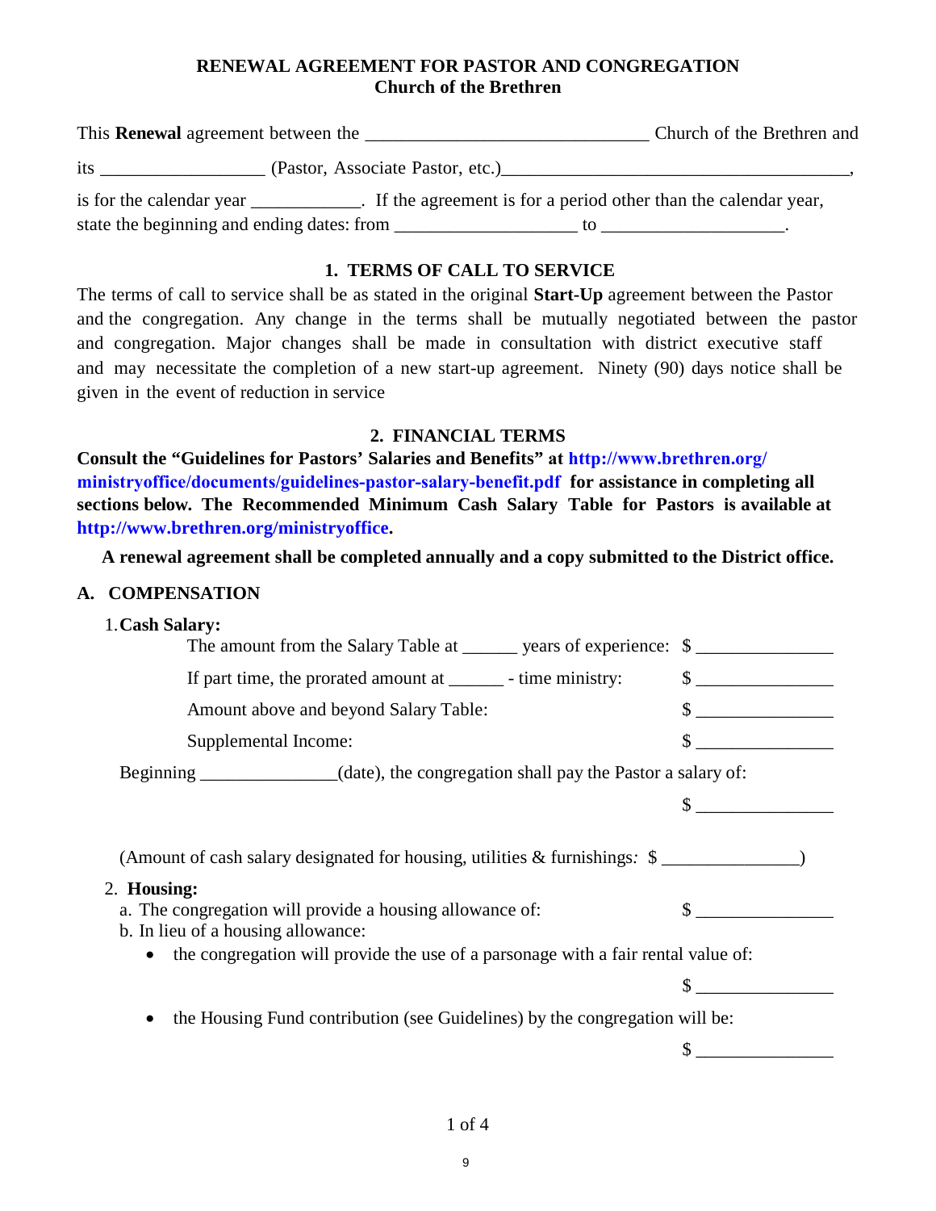**RENEWAL AGREEMENT FOR PASTOR AND CONGREGATION**
**Church of the Brethren**

This **Renewal** agreement between the ______________________________ Church of the Brethren and its _________________ (Pastor, Associate Pastor, etc.)______________________________________, is for the calendar year ____________. If the agreement is for a period other than the calendar year, state the beginning and ending dates: from ___________________ to ___________________.

## 1. TERMS OF CALL TO SERVICE

The terms of call to service shall be as stated in the original **Start-Up** agreement between the Pastor and the congregation. Any change in the terms shall be mutually negotiated between the pastor and congregation. Major changes shall be made in consultation with district executive staff and may necessitate the completion of a new start-up agreement. Ninety (90) days notice shall be given in the event of reduction in service

## 2. FINANCIAL TERMS

**Consult the "Guidelines for Pastors' Salaries and Benefits" at http://www.brethren.org/ministryoffice/documents/guidelines-pastor-salary-benefit.pdf for assistance in completing all sections below. The Recommended Minimum Cash Salary Table for Pastors is available at http://www.brethren.org/ministryoffice.**

**A renewal agreement shall be completed annually and a copy submitted to the District office.**

### A. COMPENSATION

1. **Cash Salary:**

   The amount from the Salary Table at ______ years of experience: $ ______________

   If part time, the prorated amount at ______ - time ministry: $ ______________

   Amount above and beyond Salary Table: $ ______________

   Supplemental Income: $ ______________

   Beginning ______________(date), the congregation shall pay the Pastor a salary of:

   $ ______________

   (Amount of cash salary designated for housing, utilities & furnishings: $ ______________)

2. **Housing:**

   a. The congregation will provide a housing allowance of: $ ______________

   b. In lieu of a housing allowance:

   - the congregation will provide the use of a parsonage with a fair rental value of:

     $ ______________

   - the Housing Fund contribution (see Guidelines) by the congregation will be:

     $ ______________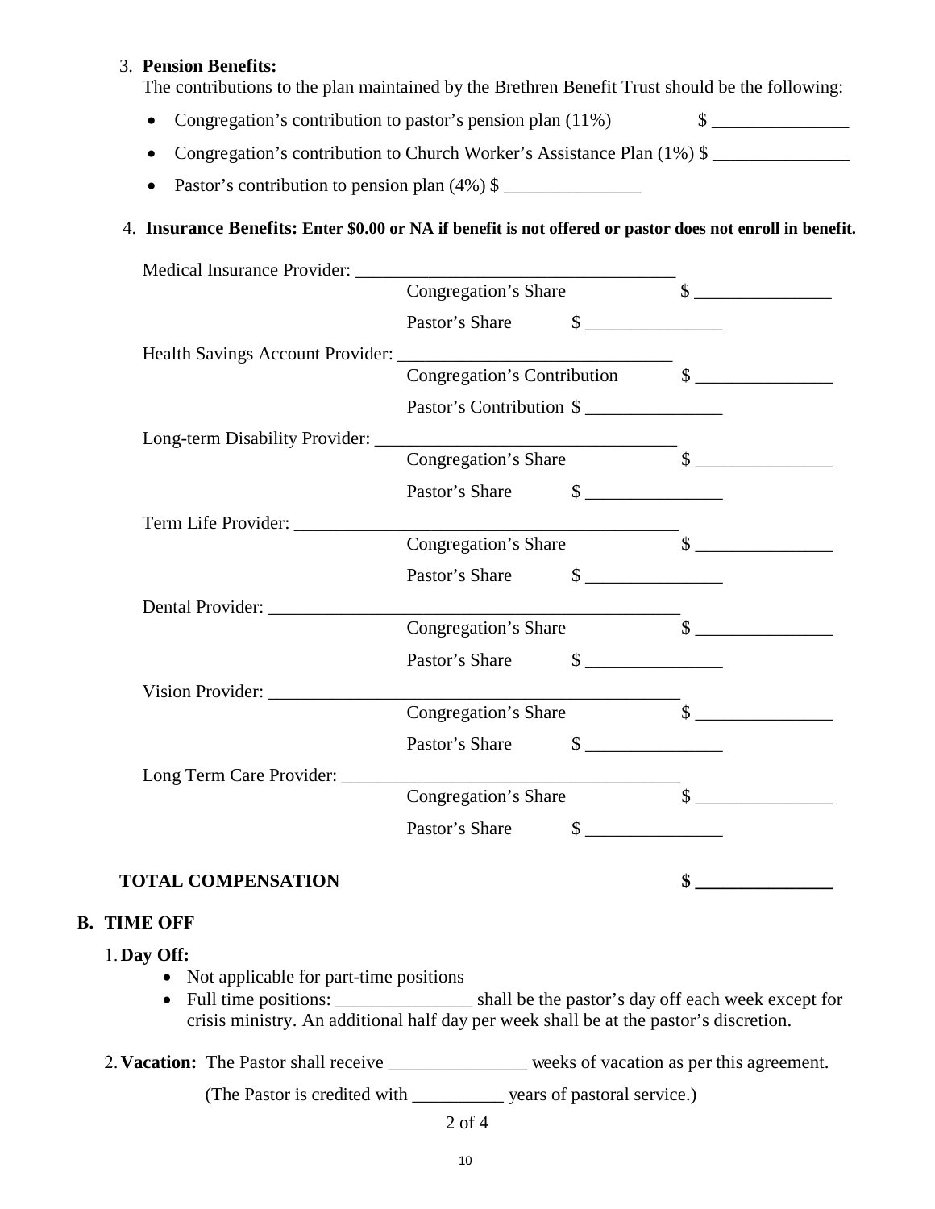3. **Pension Benefits:**
   The contributions to the plan maintained by the Brethren Benefit Trust should be the following:

   - Congregation's contribution to pastor's pension plan (11%) $ _______________
   - Congregation's contribution to Church Worker's Assistance Plan (1%) $ _______________
   - Pastor's contribution to pension plan (4%) $ _______________

4. **Insurance Benefits: Enter $0.00 or NA if benefit is not offered or pastor does not enroll in benefit.**

   Medical Insurance Provider: ____________________________________
   Congregation's Share $ _______________
   Pastor's Share $ _______________

   Health Savings Account Provider: ______________________________
   Congregation's Contribution $ _______________
   Pastor's Contribution $ _______________

   Long-term Disability Provider: _________________________________
   Congregation's Share $ _______________
   Pastor's Share $ _______________

   Term Life Provider: ___________________________________________
   Congregation's Share $ _______________
   Pastor's Share $ _______________

   Dental Provider: ______________________________________________
   Congregation's Share $ _______________
   Pastor's Share $ _______________

   Vision Provider: ______________________________________________
   Congregation's Share $ _______________
   Pastor's Share $ _______________

   Long Term Care Provider: ______________________________________
   Congregation's Share $ _______________
   Pastor's Share $ _______________

**TOTAL COMPENSATION** **$ _______________**

## B. TIME OFF

1. **Day Off:**
   - Not applicable for part-time positions
   - Full time positions: _______________ shall be the pastor's day off each week except for crisis ministry. An additional half day per week shall be at the pastor's discretion.

2. **Vacation:** The Pastor shall receive _______________ weeks of vacation as per this agreement.

   (The Pastor is credited with __________ years of pastoral service.)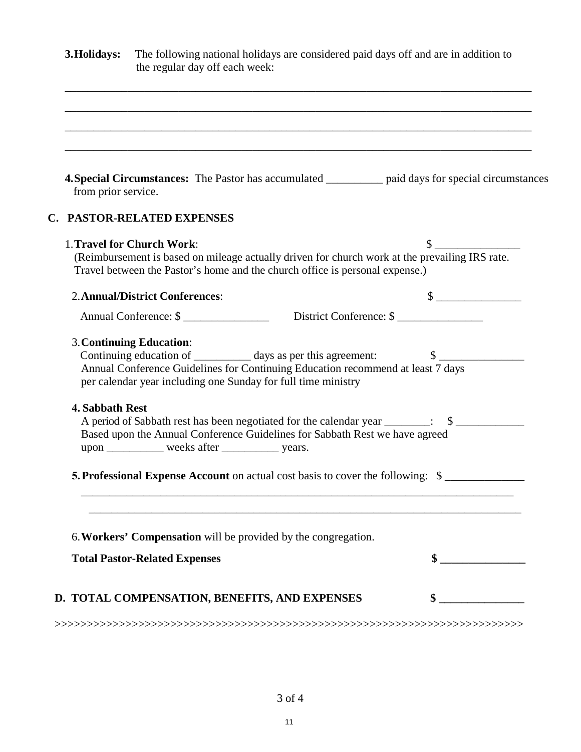**3. Holidays:** The following national holidays are considered paid days off and are in addition to the regular day off each week:

_______________________________________________________________________________

_______________________________________________________________________________

_______________________________________________________________________________

_______________________________________________________________________________

**4. Special Circumstances:** The Pastor has accumulated __________ paid days for special circumstances from prior service.

## C. PASTOR-RELATED EXPENSES

1. **Travel for Church Work**: $ _______________
   (Reimbursement is based on mileage actually driven for church work at the prevailing IRS rate. Travel between the Pastor's home and the church office is personal expense.)

2. **Annual/District Conferences**: $ _______________

   Annual Conference: $ _______________ District Conference: $ _______________

3. **Continuing Education**:
   Continuing education of __________ days as per this agreement: $ _______________
   Annual Conference Guidelines for Continuing Education recommend at least 7 days per calendar year including one Sunday for full time ministry

**4. Sabbath Rest**
A period of Sabbath rest has been negotiated for the calendar year ________: $ ____________
Based upon the Annual Conference Guidelines for Sabbath Rest we have agreed upon __________ weeks after __________ years.

**5. Professional Expense Account** on actual cost basis to cover the following: $ ______________

_______________________________________________________________________________

_______________________________________________________________________________

6. **Workers' Compensation** will be provided by the congregation.

**Total Pastor-Related Expenses** **$ _______________**

## D. TOTAL COMPENSATION, BENEFITS, AND EXPENSES **$ _______________**

>>>>>>>>>>>>>>>>>>>>>>>>>>>>>>>>>>>>>>>>>>>>>>>>>>>>>>>>>>>>>>>>>>>>>>>>>>>>>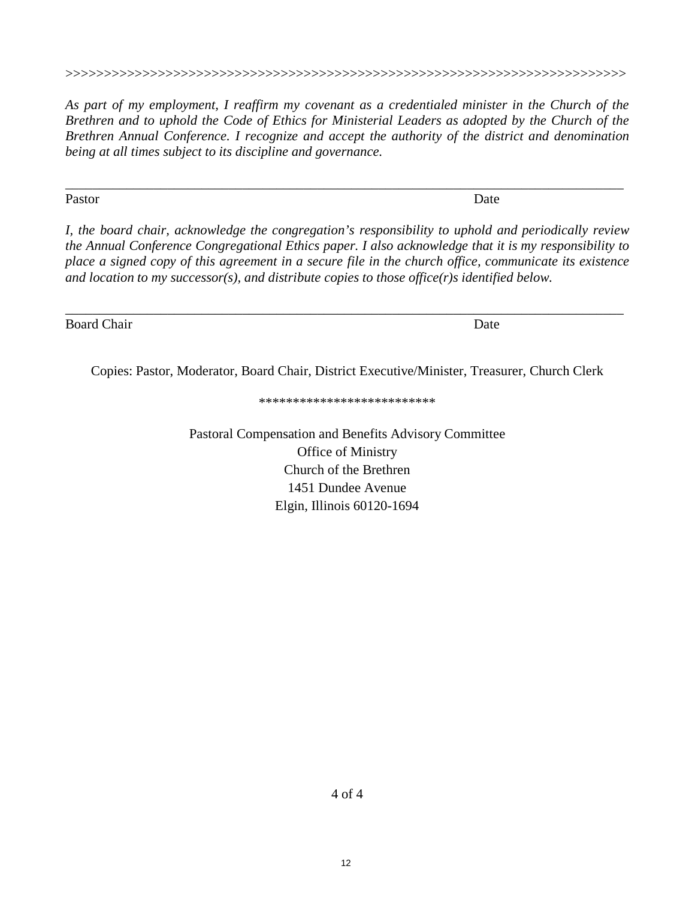>>>>>>>>>>>>>>>>>>>>>>>>>>>>>>>>>>>>>>>>>>>>>>>>>>>>>>>>>>>>>>>>>>>>>>>>>>>>>>>>>>>>>>>>

*As part of my employment, I reaffirm my covenant as a credentialed minister in the Church of the Brethren and to uphold the Code of Ethics for Ministerial Leaders as adopted by the Church of the Brethren Annual Conference. I recognize and accept the authority of the district and denomination being at all times subject to its discipline and governance.*

\_\_\_\_\_\_\_\_\_\_\_\_\_\_\_\_\_\_\_\_\_\_\_\_\_\_\_\_\_\_\_\_\_\_\_\_\_\_\_\_\_\_\_\_\_\_\_\_\_\_\_\_\_\_\_\_\_\_\_\_\_\_\_\_\_\_\_\_\_\_\_\_\_\_\_\_

Pastor Date

*I, the board chair, acknowledge the congregation's responsibility to uphold and periodically review the Annual Conference Congregational Ethics paper. I also acknowledge that it is my responsibility to place a signed copy of this agreement in a secure file in the church office, communicate its existence and location to my successor(s), and distribute copies to those office(r)s identified below.*

\_\_\_\_\_\_\_\_\_\_\_\_\_\_\_\_\_\_\_\_\_\_\_\_\_\_\_\_\_\_\_\_\_\_\_\_\_\_\_\_\_\_\_\_\_\_\_\_\_\_\_\_\_\_\_\_\_\_\_\_\_\_\_\_\_\_\_\_\_\_\_\_\_\_\_\_

Board Chair Date

Copies: Pastor, Moderator, Board Chair, District Executive/Minister, Treasurer, Church Clerk

**************************

Pastoral Compensation and Benefits Advisory Committee
Office of Ministry
Church of the Brethren
1451 Dundee Avenue
Elgin, Illinois 60120-1694